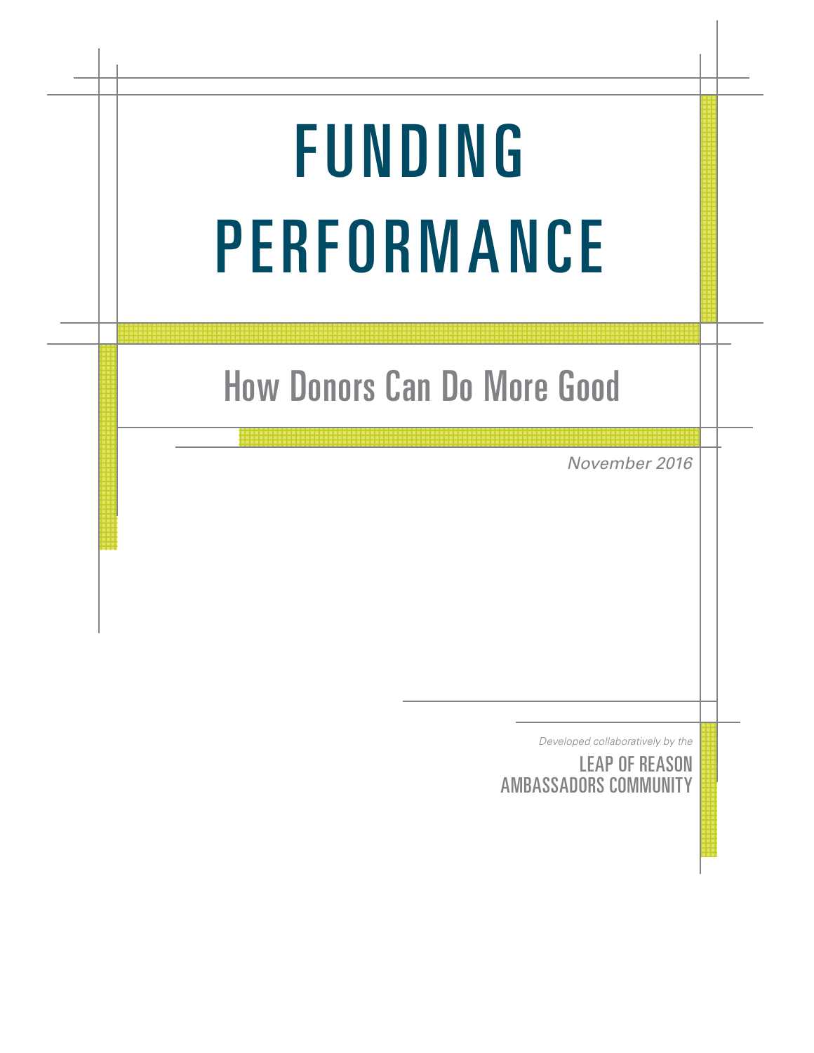# FUNDING PERFORMANCE

## How Donors Can Do More Good

*November 2016*

*Developed collaboratively by the*

LEAP OF REASON AMBASSADORS COMMUNITY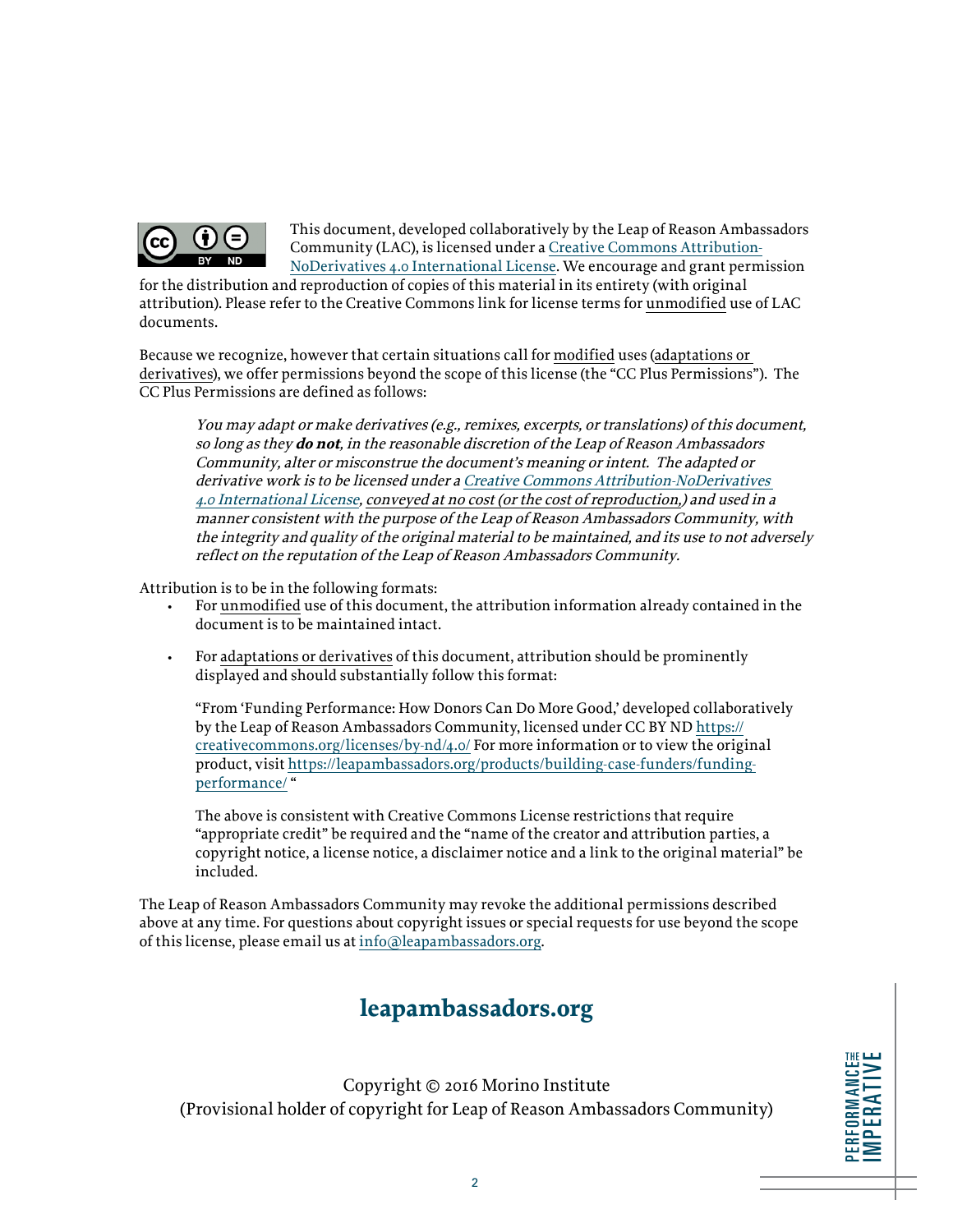This document, developed collaboratively by the Leap of Reason Ambassadors Community (LAC), is licensed under a Creative Commons Attribution-NoDerivatives 4.0 International License. We encourage and grant permission for the distribution and reproduction of copies of this material in its entirety (with original attribution). Please refer to the Creative Commons link for license terms for unmodified use of LAC documents.

Because we recognize, however that certain situations call for modified uses (adaptations or derivatives), we offer permissions beyond the scope of this license (the "CC Plus Permissions"). The CC Plus Permissions are defined as follows:

> *You may adapt or make derivatives (e.g., remixes, excerpts, or translations) of this document, so long as they* ***do not****, in the reasonable discretion of the Leap of Reason Ambassadors Community, alter or misconstrue the document's meaning or intent. The adapted or derivative work is to be licensed under a Creative Commons Attribution-NoDerivatives 4.0 International License, conveyed at no cost (or the cost of reproduction,) and used in a manner consistent with the purpose of the Leap of Reason Ambassadors Community, with the integrity and quality of the original material to be maintained, and its use to not adversely reflect on the reputation of the Leap of Reason Ambassadors Community.*

Attribution is to be in the following formats:

- For unmodified use of this document, the attribution information already contained in the document is to be maintained intact.
- For adaptations or derivatives of this document, attribution should be prominently displayed and should substantially follow this format:

  "From 'Funding Performance: How Donors Can Do More Good,' developed collaboratively by the Leap of Reason Ambassadors Community, licensed under CC BY ND https://creativecommons.org/licenses/by-nd/4.0/ For more information or to view the original product, visit https://leapambassadors.org/products/building-case-funders/funding-performance/ "

  The above is consistent with Creative Commons License restrictions that require "appropriate credit" be required and the "name of the creator and attribution parties, a copyright notice, a license notice, a disclaimer notice and a link to the original material" be included.

The Leap of Reason Ambassadors Community may revoke the additional permissions described above at any time. For questions about copyright issues or special requests for use beyond the scope of this license, please email us at info@leapambassadors.org.

**leapambassadors.org**

Copyright © 2016 Morino Institute
(Provisional holder of copyright for Leap of Reason Ambassadors Community)

THE PERFORMANCE IMPERATIVE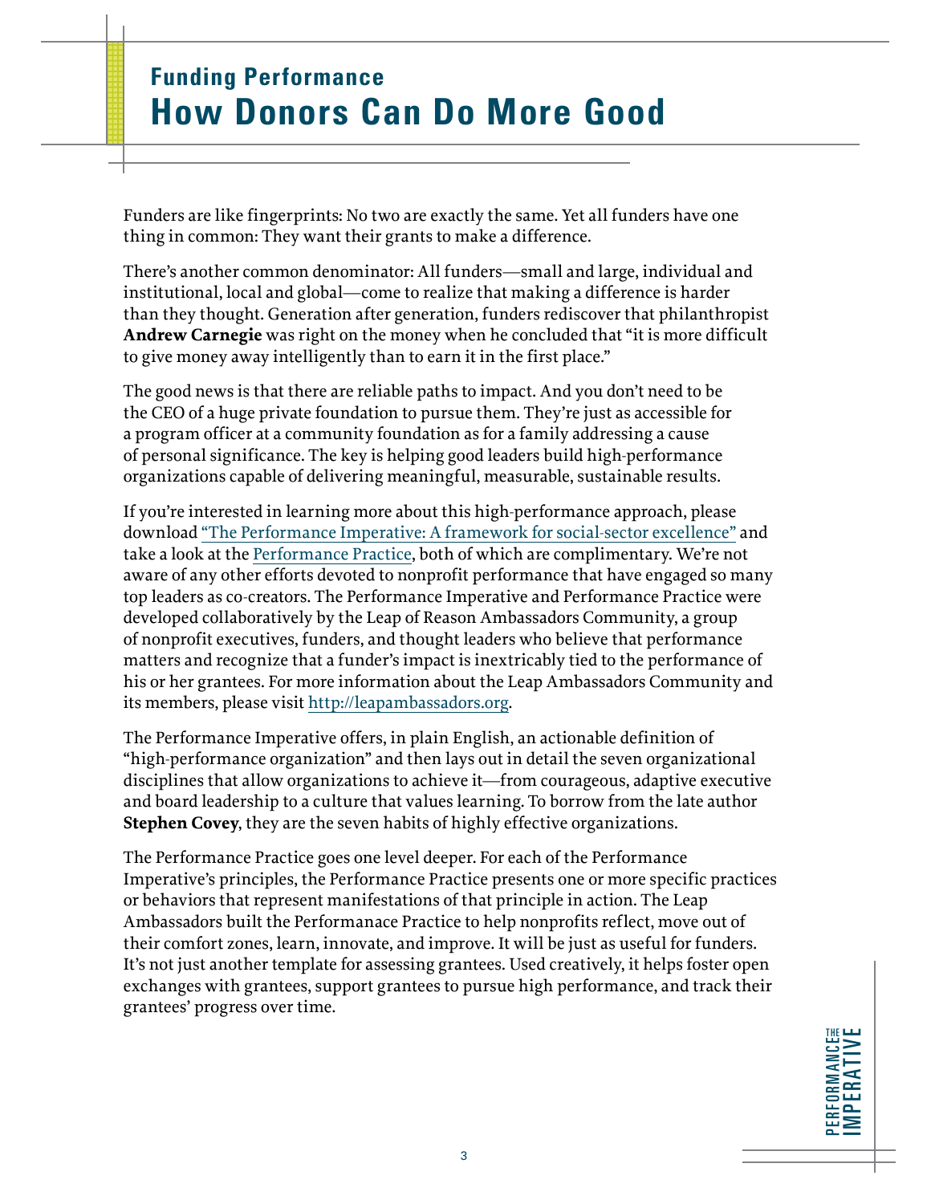## Funding Performance

# How Donors Can Do More Good

Funders are like fingerprints: No two are exactly the same. Yet all funders have one thing in common: They want their grants to make a difference.

There's another common denominator: All funders—small and large, individual and institutional, local and global—come to realize that making a difference is harder than they thought. Generation after generation, funders rediscover that philanthropist **Andrew Carnegie** was right on the money when he concluded that "it is more difficult to give money away intelligently than to earn it in the first place."

The good news is that there are reliable paths to impact. And you don't need to be the CEO of a huge private foundation to pursue them. They're just as accessible for a program officer at a community foundation as for a family addressing a cause of personal significance. The key is helping good leaders build high-performance organizations capable of delivering meaningful, measurable, sustainable results.

If you're interested in learning more about this high-performance approach, please download "The Performance Imperative: A framework for social-sector excellence" and take a look at the Performance Practice, both of which are complimentary. We're not aware of any other efforts devoted to nonprofit performance that have engaged so many top leaders as co-creators. The Performance Imperative and Performance Practice were developed collaboratively by the Leap of Reason Ambassadors Community, a group of nonprofit executives, funders, and thought leaders who believe that performance matters and recognize that a funder's impact is inextricably tied to the performance of his or her grantees. For more information about the Leap Ambassadors Community and its members, please visit http://leapambassadors.org.

The Performance Imperative offers, in plain English, an actionable definition of "high-performance organization" and then lays out in detail the seven organizational disciplines that allow organizations to achieve it—from courageous, adaptive executive and board leadership to a culture that values learning. To borrow from the late author **Stephen Covey**, they are the seven habits of highly effective organizations.

The Performance Practice goes one level deeper. For each of the Performance Imperative's principles, the Performance Practice presents one or more specific practices or behaviors that represent manifestations of that principle in action. The Leap Ambassadors built the Performanace Practice to help nonprofits reflect, move out of their comfort zones, learn, innovate, and improve. It will be just as useful for funders. It's not just another template for assessing grantees. Used creatively, it helps foster open exchanges with grantees, support grantees to pursue high performance, and track their grantees' progress over time.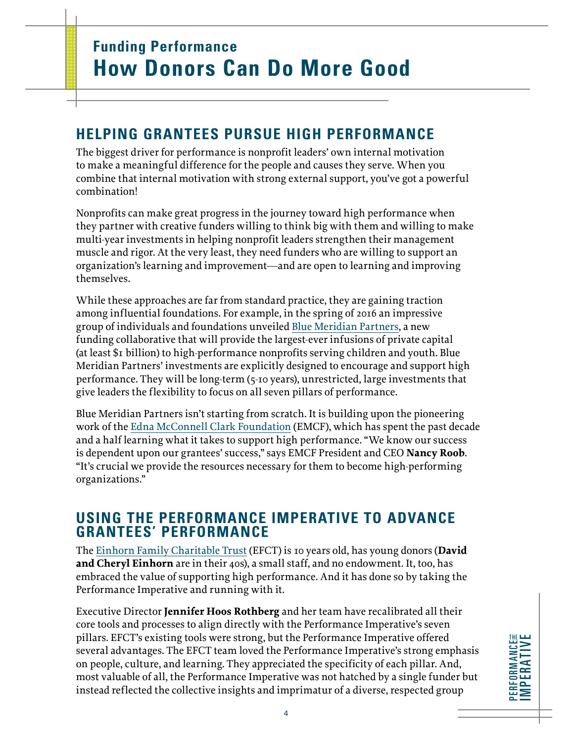## Funding Performance

# How Donors Can Do More Good

## HELPING GRANTEES PURSUE HIGH PERFORMANCE

The biggest driver for performance is nonprofit leaders' own internal motivation to make a meaningful difference for the people and causes they serve. When you combine that internal motivation with strong external support, you've got a powerful combination!

Nonprofits can make great progress in the journey toward high performance when they partner with creative funders willing to think big with them and willing to make multi-year investments in helping nonprofit leaders strengthen their management muscle and rigor. At the very least, they need funders who are willing to support an organization's learning and improvement—and are open to learning and improving themselves.

While these approaches are far from standard practice, they are gaining traction among influential foundations. For example, in the spring of 2016 an impressive group of individuals and foundations unveiled Blue Meridian Partners, a new funding collaborative that will provide the largest-ever infusions of private capital (at least $1 billion) to high-performance nonprofits serving children and youth. Blue Meridian Partners' investments are explicitly designed to encourage and support high performance. They will be long-term (5-10 years), unrestricted, large investments that give leaders the flexibility to focus on all seven pillars of performance.

Blue Meridian Partners isn't starting from scratch. It is building upon the pioneering work of the Edna McConnell Clark Foundation (EMCF), which has spent the past decade and a half learning what it takes to support high performance. "We know our success is dependent upon our grantees' success," says EMCF President and CEO **Nancy Roob**. "It's crucial we provide the resources necessary for them to become high-performing organizations."

## USING THE PERFORMANCE IMPERATIVE TO ADVANCE GRANTEES' PERFORMANCE

The Einhorn Family Charitable Trust (EFCT) is 10 years old, has young donors (**David and Cheryl Einhorn** are in their 40s), a small staff, and no endowment. It, too, has embraced the value of supporting high performance. And it has done so by taking the Performance Imperative and running with it.

Executive Director **Jennifer Hoos Rothberg** and her team have recalibrated all their core tools and processes to align directly with the Performance Imperative's seven pillars. EFCT's existing tools were strong, but the Performance Imperative offered several advantages. The EFCT team loved the Performance Imperative's strong emphasis on people, culture, and learning. They appreciated the specificity of each pillar. And, most valuable of all, the Performance Imperative was not hatched by a single funder but instead reflected the collective insights and imprimatur of a diverse, respected group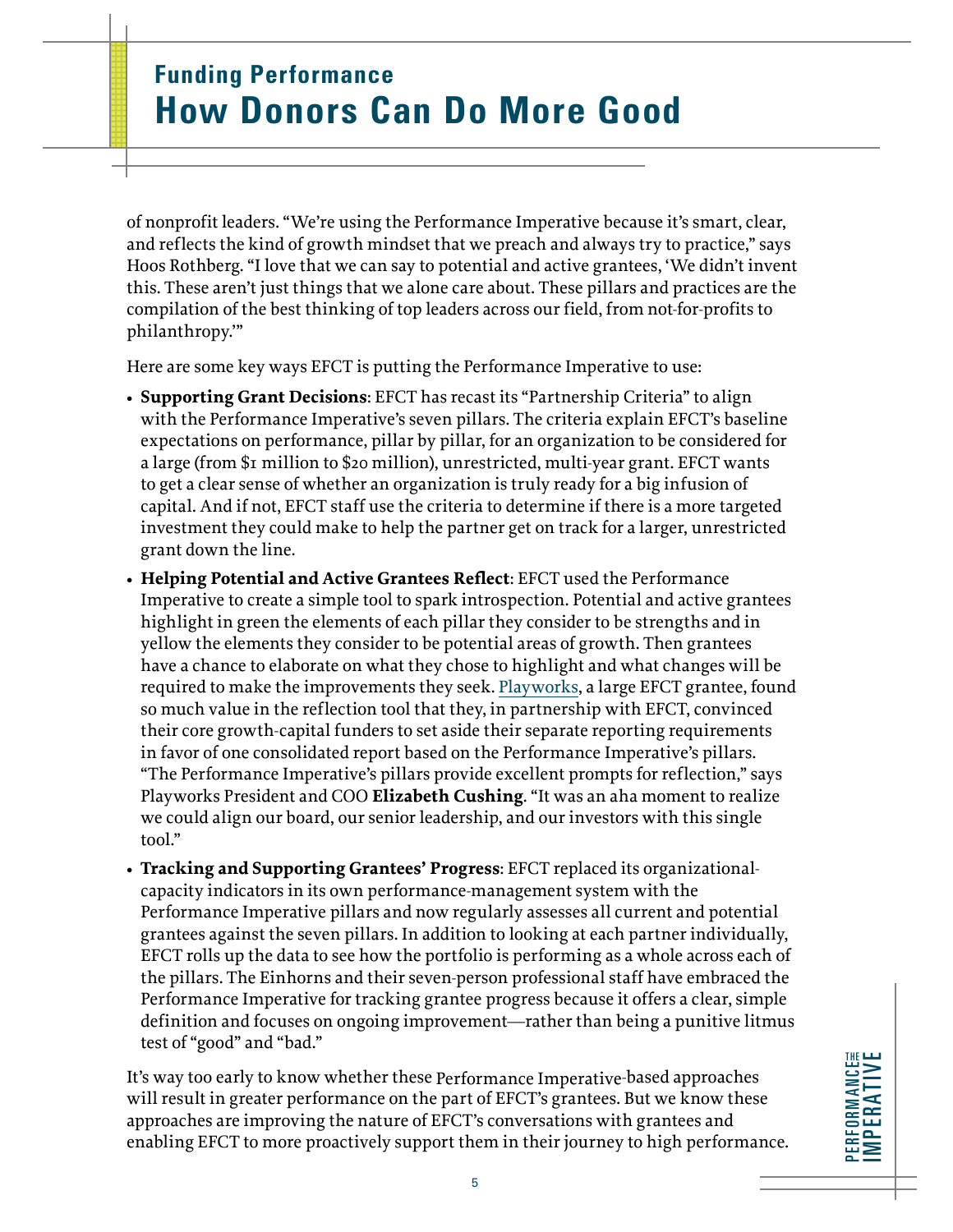of nonprofit leaders. "We're using the Performance Imperative because it's smart, clear, and reflects the kind of growth mindset that we preach and always try to practice," says Hoos Rothberg. "I love that we can say to potential and active grantees, 'We didn't invent this. These aren't just things that we alone care about. These pillars and practices are the compilation of the best thinking of top leaders across our field, from not-for-profits to philanthropy.'"

Here are some key ways EFCT is putting the Performance Imperative to use:

- **Supporting Grant Decisions**: EFCT has recast its "Partnership Criteria" to align with the Performance Imperative's seven pillars. The criteria explain EFCT's baseline expectations on performance, pillar by pillar, for an organization to be considered for a large (from $1 million to $20 million), unrestricted, multi-year grant. EFCT wants to get a clear sense of whether an organization is truly ready for a big infusion of capital. And if not, EFCT staff use the criteria to determine if there is a more targeted investment they could make to help the partner get on track for a larger, unrestricted grant down the line.
- **Helping Potential and Active Grantees Reflect**: EFCT used the Performance Imperative to create a simple tool to spark introspection. Potential and active grantees highlight in green the elements of each pillar they consider to be strengths and in yellow the elements they consider to be potential areas of growth. Then grantees have a chance to elaborate on what they chose to highlight and what changes will be required to make the improvements they seek. Playworks, a large EFCT grantee, found so much value in the reflection tool that they, in partnership with EFCT, convinced their core growth-capital funders to set aside their separate reporting requirements in favor of one consolidated report based on the Performance Imperative's pillars. "The Performance Imperative's pillars provide excellent prompts for reflection," says Playworks President and COO **Elizabeth Cushing**. "It was an aha moment to realize we could align our board, our senior leadership, and our investors with this single tool."
- **Tracking and Supporting Grantees' Progress**: EFCT replaced its organizational-capacity indicators in its own performance-management system with the Performance Imperative pillars and now regularly assesses all current and potential grantees against the seven pillars. In addition to looking at each partner individually, EFCT rolls up the data to see how the portfolio is performing as a whole across each of the pillars. The Einhorns and their seven-person professional staff have embraced the Performance Imperative for tracking grantee progress because it offers a clear, simple definition and focuses on ongoing improvement—rather than being a punitive litmus test of "good" and "bad."

It's way too early to know whether these Performance Imperative-based approaches will result in greater performance on the part of EFCT's grantees. But we know these approaches are improving the nature of EFCT's conversations with grantees and enabling EFCT to more proactively support them in their journey to high performance.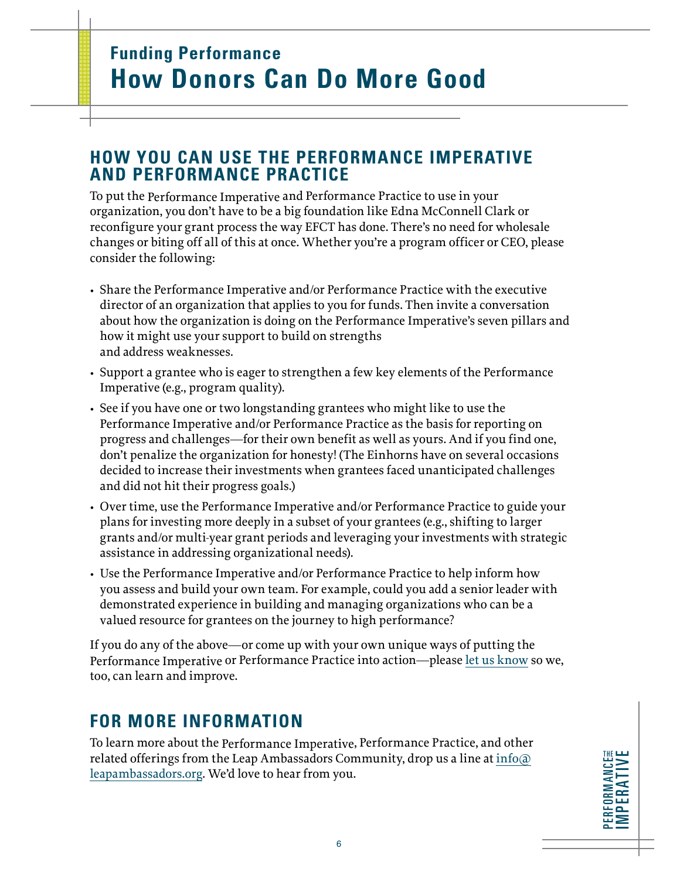# Funding Performance
# How Donors Can Do More Good

## HOW YOU CAN USE THE PERFORMANCE IMPERATIVE AND PERFORMANCE PRACTICE

To put the Performance Imperative and Performance Practice to use in your organization, you don't have to be a big foundation like Edna McConnell Clark or reconfigure your grant process the way EFCT has done. There's no need for wholesale changes or biting off all of this at once. Whether you're a program officer or CEO, please consider the following:

- Share the Performance Imperative and/or Performance Practice with the executive director of an organization that applies to you for funds. Then invite a conversation about how the organization is doing on the Performance Imperative's seven pillars and how it might use your support to build on strengths and address weaknesses.
- Support a grantee who is eager to strengthen a few key elements of the Performance Imperative (e.g., program quality).
- See if you have one or two longstanding grantees who might like to use the Performance Imperative and/or Performance Practice as the basis for reporting on progress and challenges—for their own benefit as well as yours. And if you find one, don't penalize the organization for honesty! (The Einhorns have on several occasions decided to increase their investments when grantees faced unanticipated challenges and did not hit their progress goals.)
- Over time, use the Performance Imperative and/or Performance Practice to guide your plans for investing more deeply in a subset of your grantees (e.g., shifting to larger grants and/or multi-year grant periods and leveraging your investments with strategic assistance in addressing organizational needs).
- Use the Performance Imperative and/or Performance Practice to help inform how you assess and build your own team. For example, could you add a senior leader with demonstrated experience in building and managing organizations who can be a valued resource for grantees on the journey to high performance?

If you do any of the above—or come up with your own unique ways of putting the Performance Imperative or Performance Practice into action—please let us know so we, too, can learn and improve.

## FOR MORE INFORMATION

To learn more about the Performance Imperative, Performance Practice, and other related offerings from the Leap Ambassadors Community, drop us a line at info@leapambassadors.org. We'd love to hear from you.